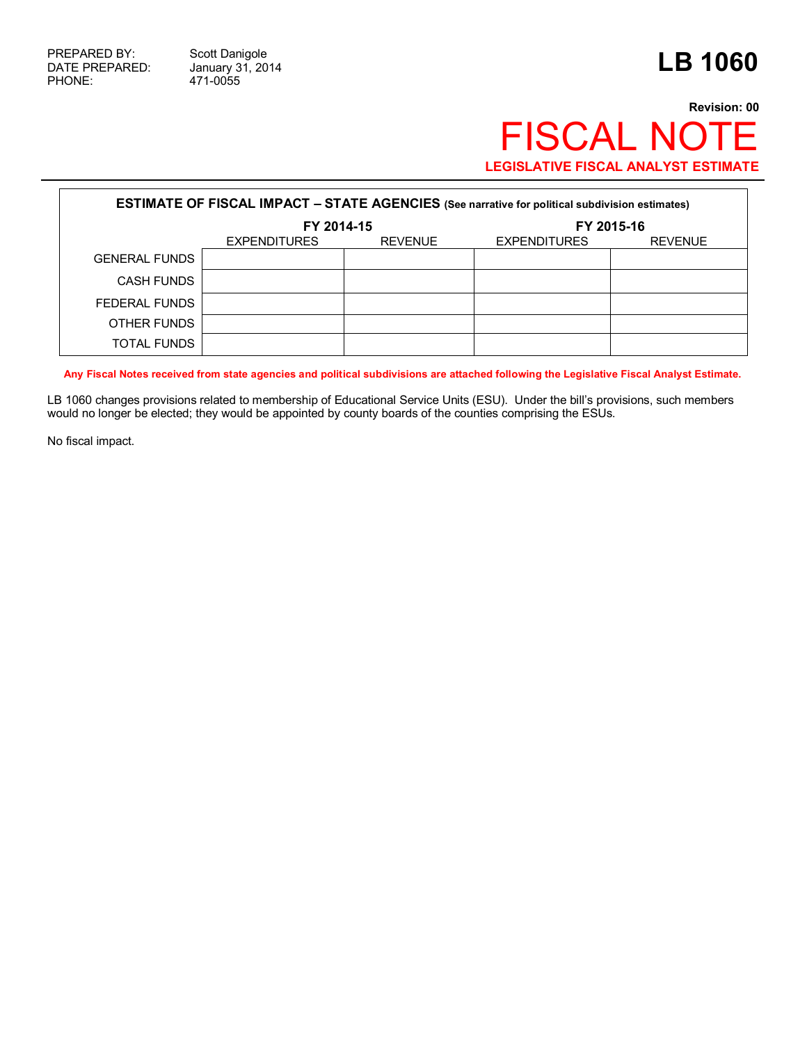PREPARED BY: Scott Danigole
DATE PREPARED: January 31, 2014
PHONE: 471-0055

# LB 1060

**Revision: 00**

# FISCAL NOTE

**LEGISLATIVE FISCAL ANALYST ESTIMATE**

| **ESTIMATE OF FISCAL IMPACT – STATE AGENCIES** (See narrative for political subdivision estimates) | | | | |
|---|---|---|---|---|
| | **FY 2014-15** | | **FY 2015-16** | |
| | EXPENDITURES | REVENUE | EXPENDITURES | REVENUE |
| GENERAL FUNDS | | | | |
| CASH FUNDS | | | | |
| FEDERAL FUNDS | | | | |
| OTHER FUNDS | | | | |
| TOTAL FUNDS | | | | |

**Any Fiscal Notes received from state agencies and political subdivisions are attached following the Legislative Fiscal Analyst Estimate.**

LB 1060 changes provisions related to membership of Educational Service Units (ESU). Under the bill's provisions, such members would no longer be elected; they would be appointed by county boards of the counties comprising the ESUs.

No fiscal impact.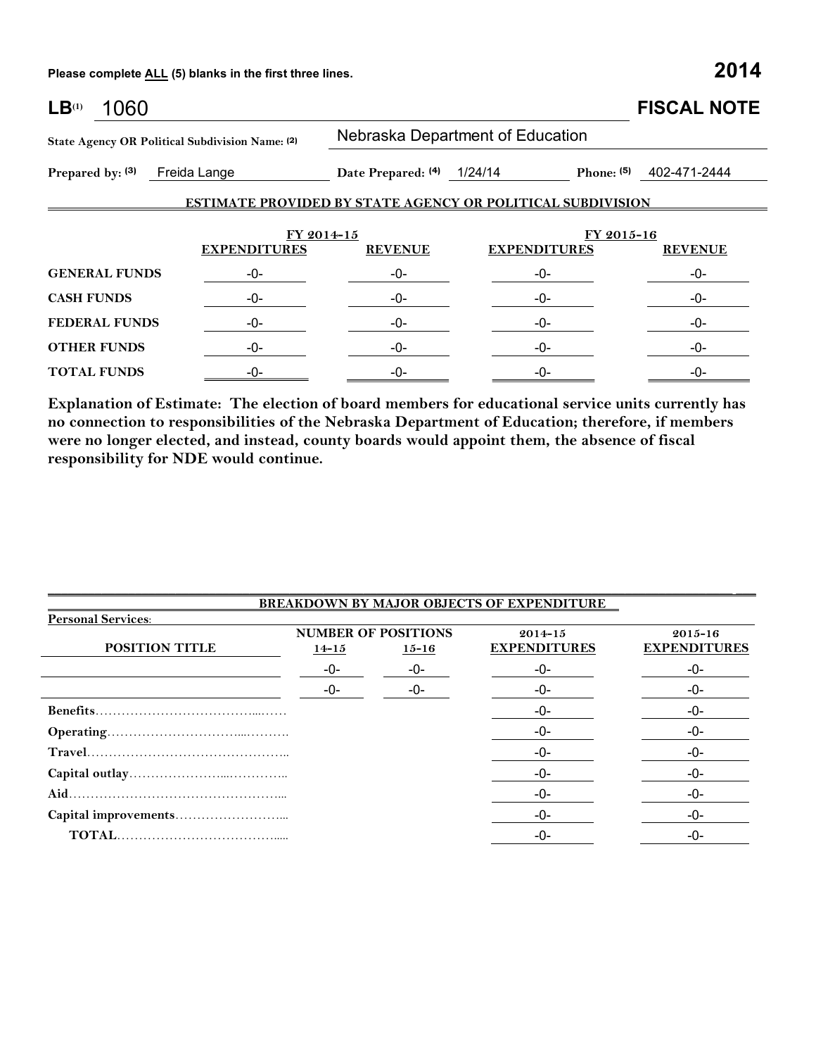Please complete ALL (5) blanks in the first three lines. **2014**

**LB**(1) 1060 **FISCAL NOTE**

**State Agency OR Political Subdivision Name:** (2) Nebraska Department of Education

**Prepared by:** (3) Freida Lange **Date Prepared:** (4) 1/24/14 **Phone:** (5) 402-471-2444

**ESTIMATE PROVIDED BY STATE AGENCY OR POLITICAL SUBDIVISION**

| | FY 2014-15 | | FY 2015-16 | |
|---|---|---|---|---|
| | **EXPENDITURES** | **REVENUE** | **EXPENDITURES** | **REVENUE** |
| **GENERAL FUNDS** | -0- | -0- | -0- | -0- |
| **CASH FUNDS** | -0- | -0- | -0- | -0- |
| **FEDERAL FUNDS** | -0- | -0- | -0- | -0- |
| **OTHER FUNDS** | -0- | -0- | -0- | -0- |
| **TOTAL FUNDS** | -0- | -0- | -0- | -0- |

**Explanation of Estimate: The election of board members for educational service units currently has no connection to responsibilities of the Nebraska Department of Education; therefore, if members were no longer elected, and instead, county boards would appoint them, the absence of fiscal responsibility for NDE would continue.**

**BREAKDOWN BY MAJOR OBJECTS OF EXPENDITURE**

**Personal Services**:

| **POSITION TITLE** | **NUMBER OF POSITIONS** 14-15 | 15-16 | 2014-15 **EXPENDITURES** | 2015-16 **EXPENDITURES** |
|---|---|---|---|---|
| | -0- | -0- | -0- | -0- |
| | -0- | -0- | -0- | -0- |
| **Benefits** | | | -0- | -0- |
| **Operating** | | | -0- | -0- |
| **Travel** | | | -0- | -0- |
| **Capital outlay** | | | -0- | -0- |
| **Aid** | | | -0- | -0- |
| **Capital improvements** | | | -0- | -0- |
| **TOTAL** | | | -0- | -0- |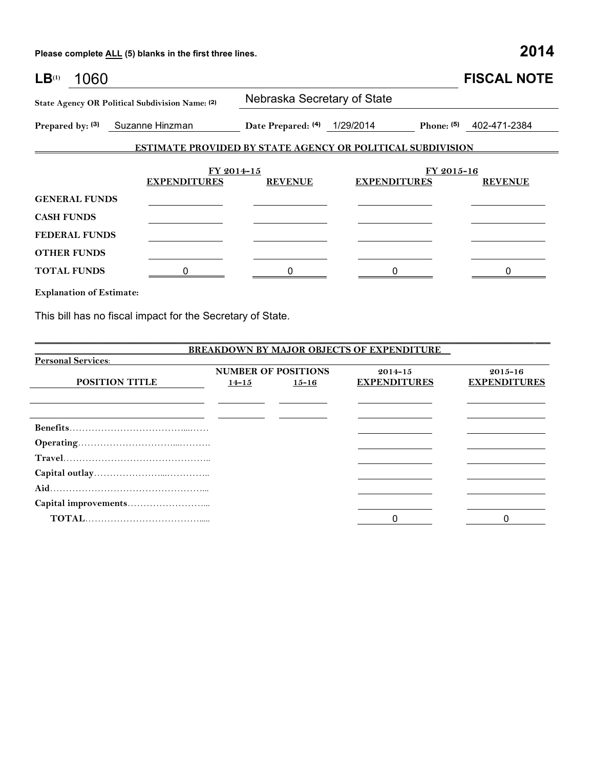Please complete **ALL** (5) blanks in the first three lines.

**2014**

# LB[1] 1060 — FISCAL NOTE

**State Agency OR Political Subdivision Name:** [2] Nebraska Secretary of State

**Prepared by:** [3] Suzanne Hinzman **Date Prepared:** [4] 1/29/2014 **Phone:** [5] 402-471-2384

## ESTIMATE PROVIDED BY STATE AGENCY OR POLITICAL SUBDIVISION

| | FY 2014-15 | | FY 2015-16 | |
|---|---|---|---|---|
| | **EXPENDITURES** | **REVENUE** | **EXPENDITURES** | **REVENUE** |
| **GENERAL FUNDS** | | | | |
| **CASH FUNDS** | | | | |
| **FEDERAL FUNDS** | | | | |
| **OTHER FUNDS** | | | | |
| **TOTAL FUNDS** | 0 | 0 | 0 | 0 |

**Explanation of Estimate:**

This bill has no fiscal impact for the Secretary of State.

## BREAKDOWN BY MAJOR OBJECTS OF EXPENDITURE

**Personal Services:**

| POSITION TITLE | NUMBER OF POSITIONS 14-15 | NUMBER OF POSITIONS 15-16 | 2014-15 EXPENDITURES | 2015-16 EXPENDITURES |
|---|---|---|---|---|
| | | | | |
| | | | | |
| **Benefits** | | | | |
| **Operating** | | | | |
| **Travel** | | | | |
| **Capital outlay** | | | | |
| **Aid** | | | | |
| **Capital improvements** | | | | |
| **TOTAL** | | | 0 | 0 |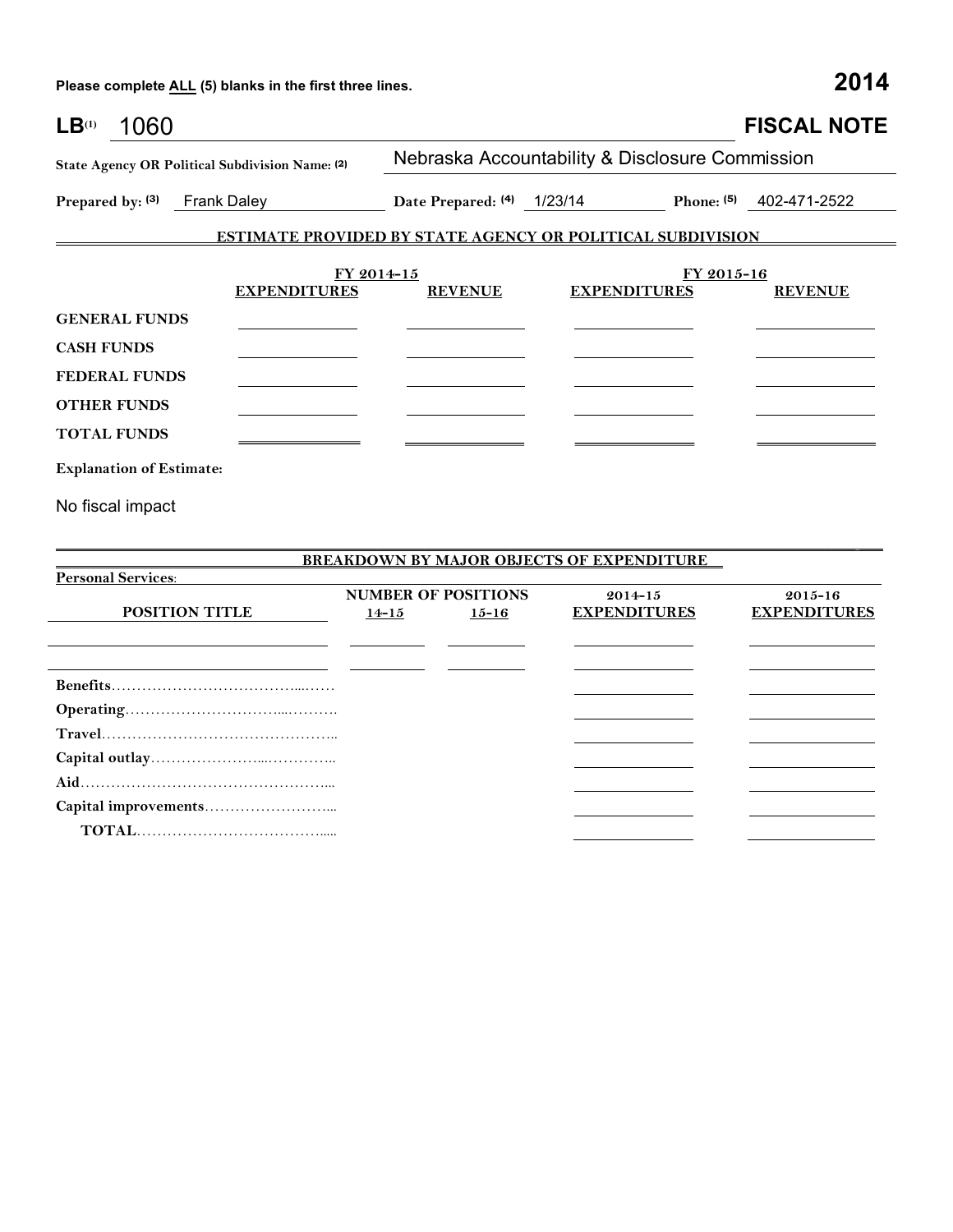Please complete ALL (5) blanks in the first three lines.

**2014**

# LB[1] 1060 — FISCAL NOTE

**State Agency OR Political Subdivision Name:** [2] Nebraska Accountability & Disclosure Commission

**Prepared by:** [3] Frank Daley **Date Prepared:** [4] 1/23/14 **Phone:** [5] 402-471-2522

## ESTIMATE PROVIDED BY STATE AGENCY OR POLITICAL SUBDIVISION

| | FY 2014-15 | | FY 2015-16 | |
|---|---|---|---|---|
| | EXPENDITURES | REVENUE | EXPENDITURES | REVENUE |
| GENERAL FUNDS | | | | |
| CASH FUNDS | | | | |
| FEDERAL FUNDS | | | | |
| OTHER FUNDS | | | | |
| TOTAL FUNDS | | | | |

**Explanation of Estimate:**

No fiscal impact

## BREAKDOWN BY MAJOR OBJECTS OF EXPENDITURE

**Personal Services:**

| POSITION TITLE | NUMBER OF POSITIONS 14-15 | NUMBER OF POSITIONS 15-16 | 2014-15 EXPENDITURES | 2015-16 EXPENDITURES |
|---|---|---|---|---|
| | | | | |
| | | | | |
| Benefits | | | | |
| Operating | | | | |
| Travel | | | | |
| Capital outlay | | | | |
| Aid | | | | |
| Capital improvements | | | | |
| TOTAL | | | | |